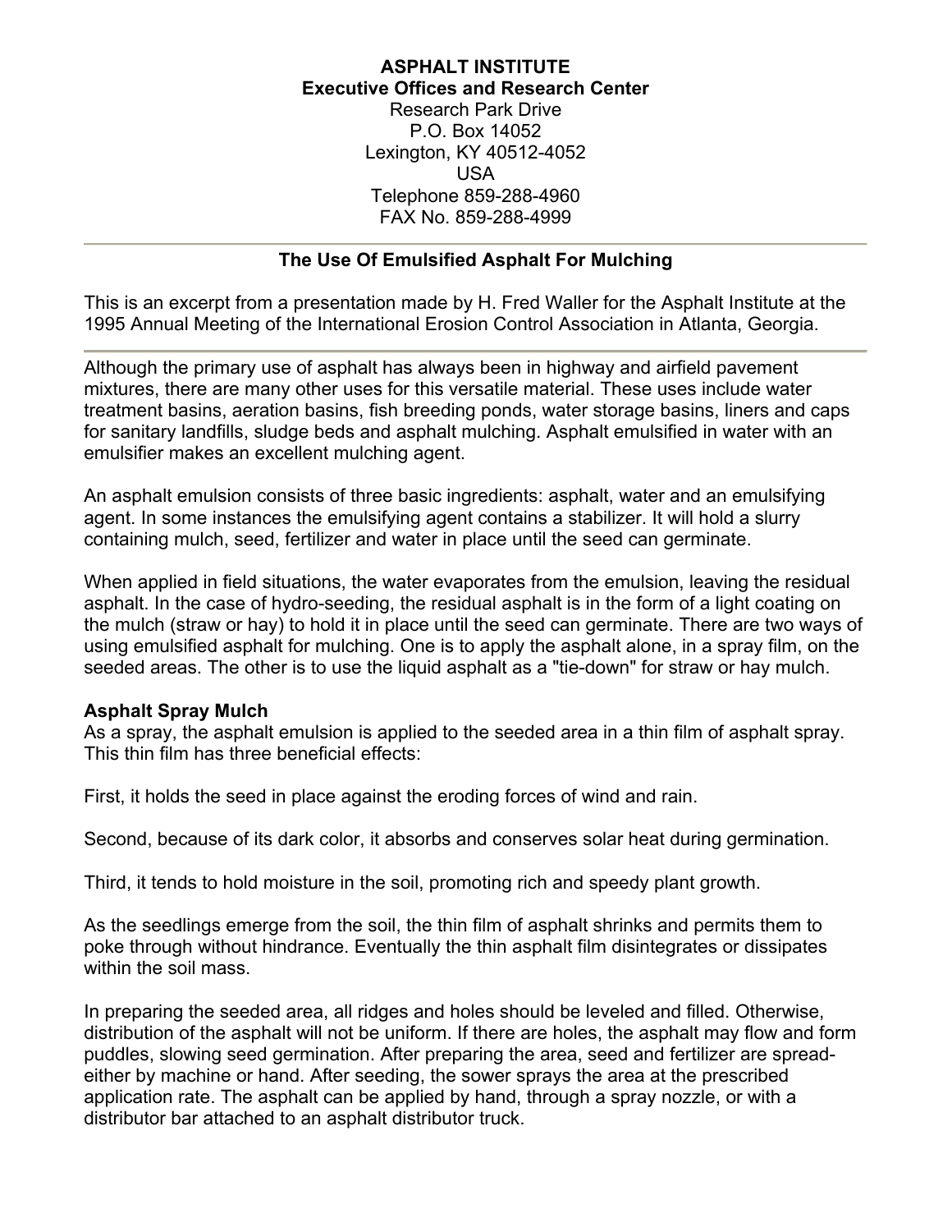**ASPHALT INSTITUTE**
**Executive Offices and Research Center**
Research Park Drive
P.O. Box 14052
Lexington, KY 40512-4052
USA
Telephone 859-288-4960
FAX No. 859-288-4999

---

## The Use Of Emulsified Asphalt For Mulching

This is an excerpt from a presentation made by H. Fred Waller for the Asphalt Institute at the 1995 Annual Meeting of the International Erosion Control Association in Atlanta, Georgia.

---

Although the primary use of asphalt has always been in highway and airfield pavement mixtures, there are many other uses for this versatile material. These uses include water treatment basins, aeration basins, fish breeding ponds, water storage basins, liners and caps for sanitary landfills, sludge beds and asphalt mulching. Asphalt emulsified in water with an emulsifier makes an excellent mulching agent.

An asphalt emulsion consists of three basic ingredients: asphalt, water and an emulsifying agent. In some instances the emulsifying agent contains a stabilizer. It will hold a slurry containing mulch, seed, fertilizer and water in place until the seed can germinate.

When applied in field situations, the water evaporates from the emulsion, leaving the residual asphalt. In the case of hydro-seeding, the residual asphalt is in the form of a light coating on the mulch (straw or hay) to hold it in place until the seed can germinate. There are two ways of using emulsified asphalt for mulching. One is to apply the asphalt alone, in a spray film, on the seeded areas. The other is to use the liquid asphalt as a "tie-down" for straw or hay mulch.

### Asphalt Spray Mulch

As a spray, the asphalt emulsion is applied to the seeded area in a thin film of asphalt spray. This thin film has three beneficial effects:

First, it holds the seed in place against the eroding forces of wind and rain.

Second, because of its dark color, it absorbs and conserves solar heat during germination.

Third, it tends to hold moisture in the soil, promoting rich and speedy plant growth.

As the seedlings emerge from the soil, the thin film of asphalt shrinks and permits them to poke through without hindrance. Eventually the thin asphalt film disintegrates or dissipates within the soil mass.

In preparing the seeded area, all ridges and holes should be leveled and filled. Otherwise, distribution of the asphalt will not be uniform. If there are holes, the asphalt may flow and form puddles, slowing seed germination. After preparing the area, seed and fertilizer are spread-either by machine or hand. After seeding, the sower sprays the area at the prescribed application rate. The asphalt can be applied by hand, through a spray nozzle, or with a distributor bar attached to an asphalt distributor truck.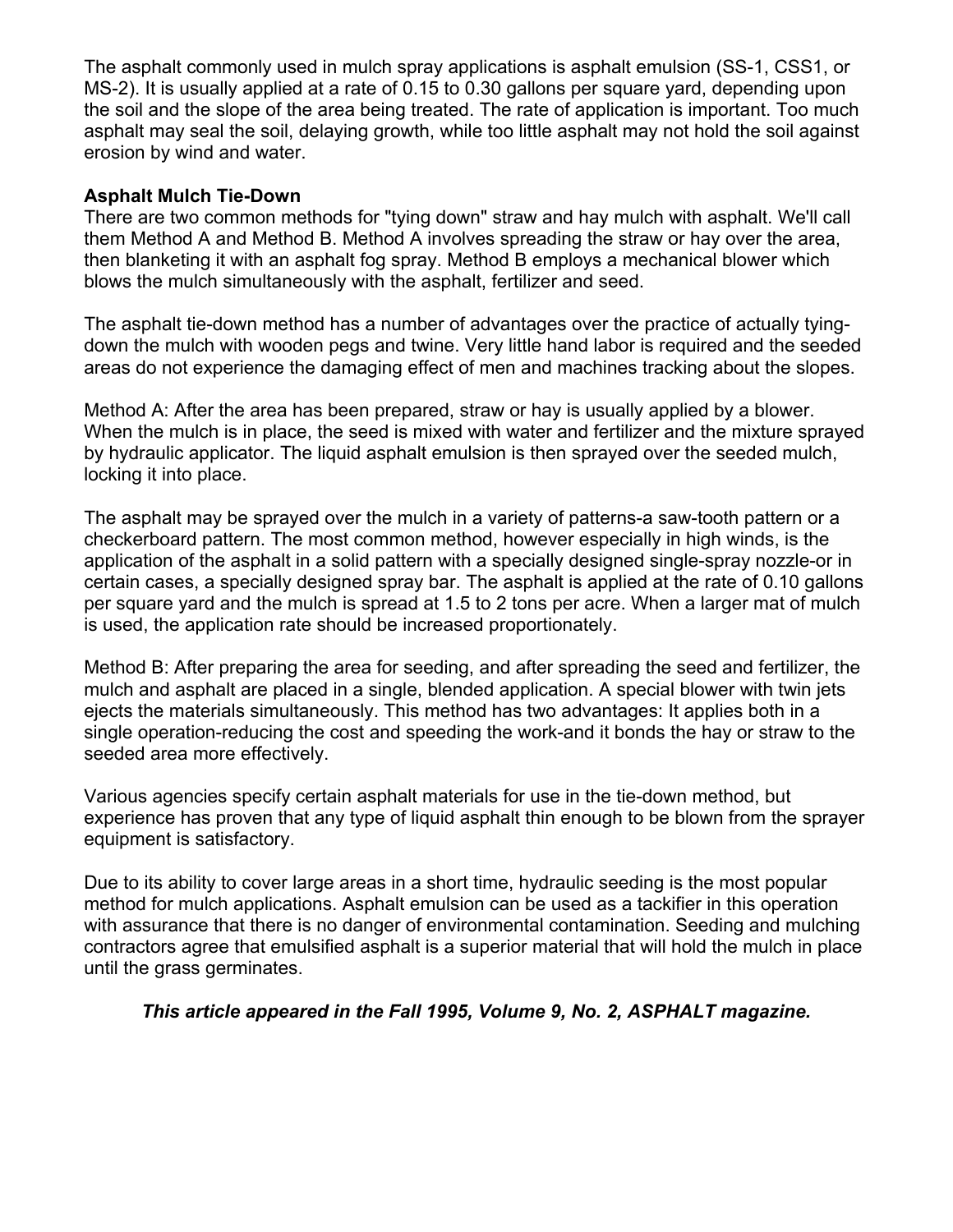The asphalt commonly used in mulch spray applications is asphalt emulsion (SS-1, CSS1, or MS-2). It is usually applied at a rate of 0.15 to 0.30 gallons per square yard, depending upon the soil and the slope of the area being treated. The rate of application is important. Too much asphalt may seal the soil, delaying growth, while too little asphalt may not hold the soil against erosion by wind and water.

**Asphalt Mulch Tie-Down**

There are two common methods for "tying down" straw and hay mulch with asphalt. We'll call them Method A and Method B. Method A involves spreading the straw or hay over the area, then blanketing it with an asphalt fog spray. Method B employs a mechanical blower which blows the mulch simultaneously with the asphalt, fertilizer and seed.

The asphalt tie-down method has a number of advantages over the practice of actually tying-down the mulch with wooden pegs and twine. Very little hand labor is required and the seeded areas do not experience the damaging effect of men and machines tracking about the slopes.

Method A: After the area has been prepared, straw or hay is usually applied by a blower. When the mulch is in place, the seed is mixed with water and fertilizer and the mixture sprayed by hydraulic applicator. The liquid asphalt emulsion is then sprayed over the seeded mulch, locking it into place.

The asphalt may be sprayed over the mulch in a variety of patterns-a saw-tooth pattern or a checkerboard pattern. The most common method, however especially in high winds, is the application of the asphalt in a solid pattern with a specially designed single-spray nozzle-or in certain cases, a specially designed spray bar. The asphalt is applied at the rate of 0.10 gallons per square yard and the mulch is spread at 1.5 to 2 tons per acre. When a larger mat of mulch is used, the application rate should be increased proportionately.

Method B: After preparing the area for seeding, and after spreading the seed and fertilizer, the mulch and asphalt are placed in a single, blended application. A special blower with twin jets ejects the materials simultaneously. This method has two advantages: It applies both in a single operation-reducing the cost and speeding the work-and it bonds the hay or straw to the seeded area more effectively.

Various agencies specify certain asphalt materials for use in the tie-down method, but experience has proven that any type of liquid asphalt thin enough to be blown from the sprayer equipment is satisfactory.

Due to its ability to cover large areas in a short time, hydraulic seeding is the most popular method for mulch applications. Asphalt emulsion can be used as a tackifier in this operation with assurance that there is no danger of environmental contamination. Seeding and mulching contractors agree that emulsified asphalt is a superior material that will hold the mulch in place until the grass germinates.

***This article appeared in the Fall 1995, Volume 9, No. 2, ASPHALT magazine.***